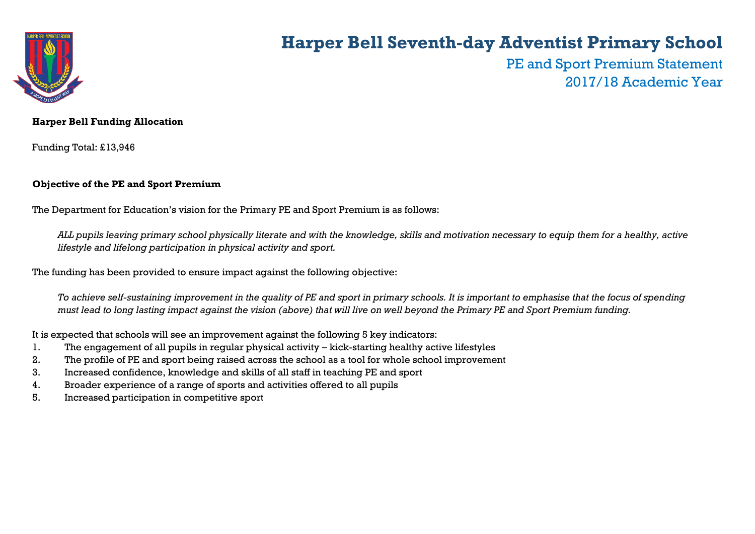# Harper Bell Seventh-day Adventist Primary School

## PE and Sport Premium Statement
## 2017/18 Academic Year

**Harper Bell Funding Allocation**

Funding Total: £13,946

**Objective of the PE and Sport Premium**

The Department for Education's vision for the Primary PE and Sport Premium is as follows:

> *ALL pupils leaving primary school physically literate and with the knowledge, skills and motivation necessary to equip them for a healthy, active lifestyle and lifelong participation in physical activity and sport.*

The funding has been provided to ensure impact against the following objective:

> *To achieve self-sustaining improvement in the quality of PE and sport in primary schools. It is important to emphasise that the focus of spending must lead to long lasting impact against the vision (above) that will live on well beyond the Primary PE and Sport Premium funding.*

It is expected that schools will see an improvement against the following 5 key indicators:

1. The engagement of all pupils in regular physical activity – kick-starting healthy active lifestyles
2. The profile of PE and sport being raised across the school as a tool for whole school improvement
3. Increased confidence, knowledge and skills of all staff in teaching PE and sport
4. Broader experience of a range of sports and activities offered to all pupils
5. Increased participation in competitive sport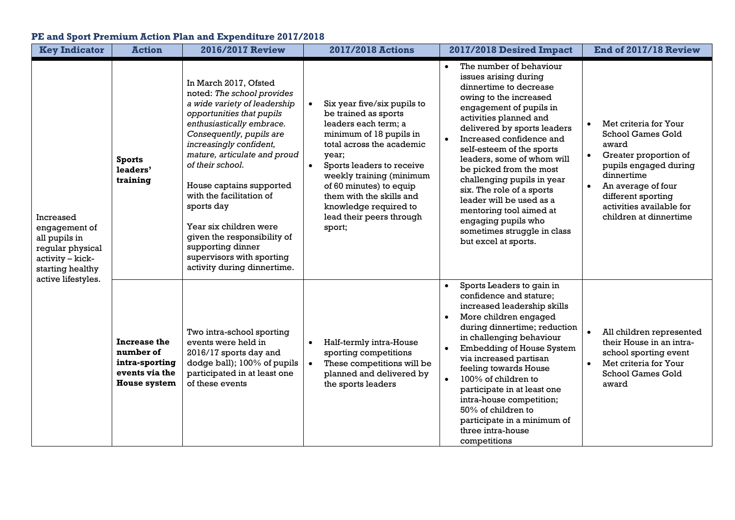## PE and Sport Premium Action Plan and Expenditure 2017/2018

| Key Indicator | Action | 2016/2017 Review | 2017/2018 Actions | 2017/2018 Desired Impact | End of 2017/18 Review |
|---|---|---|---|---|---|
| Increased engagement of all pupils in regular physical activity – kick-starting healthy active lifestyles. | **Sports leaders' training** | In March 2017, Ofsted noted: *The school provides a wide variety of leadership opportunities that pupils enthusiastically embrace. Consequently, pupils are increasingly confident, mature, articulate and proud of their school.*<br><br>House captains supported with the facilitation of sports day<br><br>Year six children were given the responsibility of supporting dinner supervisors with sporting activity during dinnertime. | • Six year five/six pupils to be trained as sports leaders each term; a minimum of 18 pupils in total across the academic year;<br>• Sports leaders to receive weekly training (minimum of 60 minutes) to equip them with the skills and knowledge required to lead their peers through sport; | • The number of behaviour issues arising during dinnertime to decrease owing to the increased engagement of pupils in activities planned and delivered by sports leaders<br>• Increased confidence and self-esteem of the sports leaders, some of whom will be picked from the most challenging pupils in year six. The role of a sports leader will be used as a mentoring tool aimed at engaging pupils who sometimes struggle in class but excel at sports. | • Met criteria for Your School Games Gold award<br>• Greater proportion of pupils engaged during dinnertime<br>• An average of four different sporting activities available for children at dinnertime |
| | **Increase the number of intra-sporting events via the House system** | Two intra-school sporting events were held in 2016/17 sports day and dodge ball); 100% of pupils participated in at least one of these events | • Half-termly intra-House sporting competitions<br>• These competitions will be planned and delivered by the sports leaders | • Sports Leaders to gain in confidence and stature; increased leadership skills<br>• More children engaged during dinnertime; reduction in challenging behaviour<br>• Embedding of House System via increased partisan feeling towards House<br>• 100% of children to participate in at least one intra-house competition; 50% of children to participate in a minimum of three intra-house competitions | • All children represented their House in an intra-school sporting event<br>• Met criteria for Your School Games Gold award |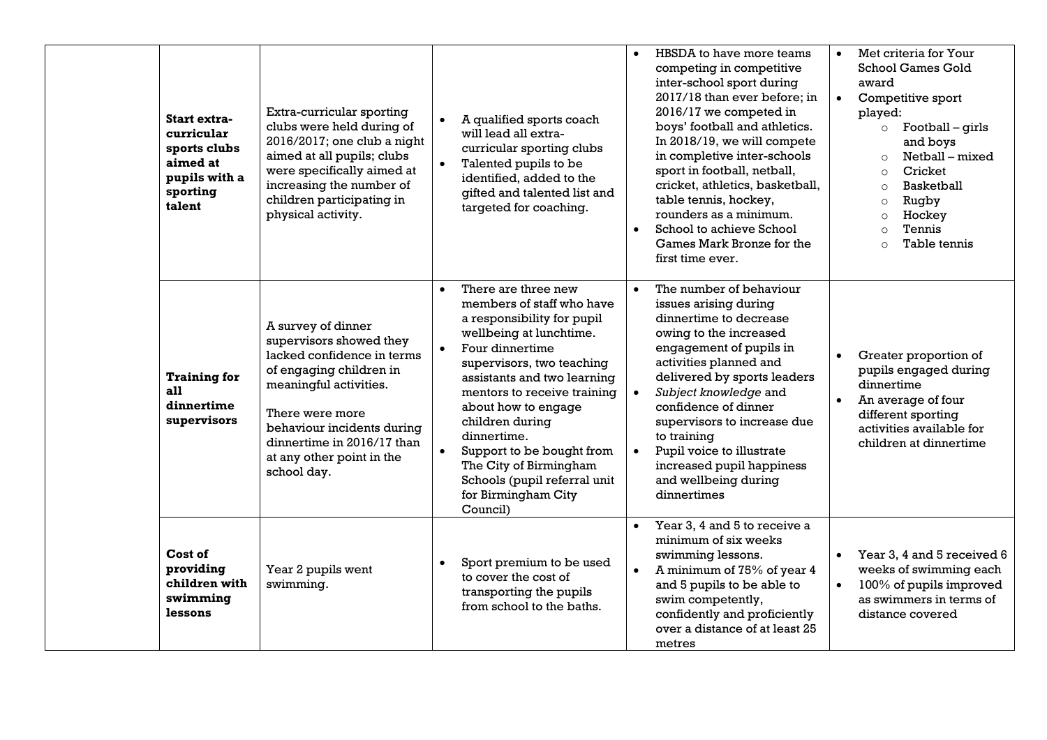| | | | | | |
|---|---|---|---|---|---|
| | **Start extra-curricular sports clubs aimed at pupils with a sporting talent** | Extra-curricular sporting clubs were held during of 2016/2017; one club a night aimed at all pupils; clubs were specifically aimed at increasing the number of children participating in physical activity. | • A qualified sports coach will lead all extra-curricular sporting clubs<br>• Talented pupils to be identified, added to the gifted and talented list and targeted for coaching. | • HBSDA to have more teams competing in competitive inter-school sport during 2017/18 than ever before; in 2016/17 we competed in boys' football and athletics. In 2018/19, we will compete in completive inter-schools sport in football, netball, cricket, athletics, basketball, table tennis, hockey, rounders as a minimum.<br>• School to achieve School Games Mark Bronze for the first time ever. | • Met criteria for Your School Games Gold award<br>• Competitive sport played:<br>  ○ Football – girls and boys<br>  ○ Netball – mixed<br>  ○ Cricket<br>  ○ Basketball<br>  ○ Rugby<br>  ○ Hockey<br>  ○ Tennis<br>  ○ Table tennis |
| | **Training for all dinnertime supervisors** | A survey of dinner supervisors showed they lacked confidence in terms of engaging children in meaningful activities.<br><br>There were more behaviour incidents during dinnertime in 2016/17 than at any other point in the school day. | • There are three new members of staff who have a responsibility for pupil wellbeing at lunchtime.<br>• Four dinnertime supervisors, two teaching assistants and two learning mentors to receive training about how to engage children during dinnertime.<br>• Support to be bought from The City of Birmingham Schools (pupil referral unit for Birmingham City Council) | • The number of behaviour issues arising during dinnertime to decrease owing to the increased engagement of pupils in activities planned and delivered by sports leaders<br>• *Subject knowledge* and confidence of dinner supervisors to increase due to training<br>• Pupil voice to illustrate increased pupil happiness and wellbeing during dinnertimes | • Greater proportion of pupils engaged during dinnertime<br>• An average of four different sporting activities available for children at dinnertime |
| | **Cost of providing children with swimming lessons** | Year 2 pupils went swimming. | • Sport premium to be used to cover the cost of transporting the pupils from school to the baths. | • Year 3, 4 and 5 to receive a minimum of six weeks swimming lessons.<br>• A minimum of 75% of year 4 and 5 pupils to be able to swim competently, confidently and proficiently over a distance of at least 25 metres | • Year 3, 4 and 5 received 6 weeks of swimming each<br>• 100% of pupils improved as swimmers in terms of distance covered |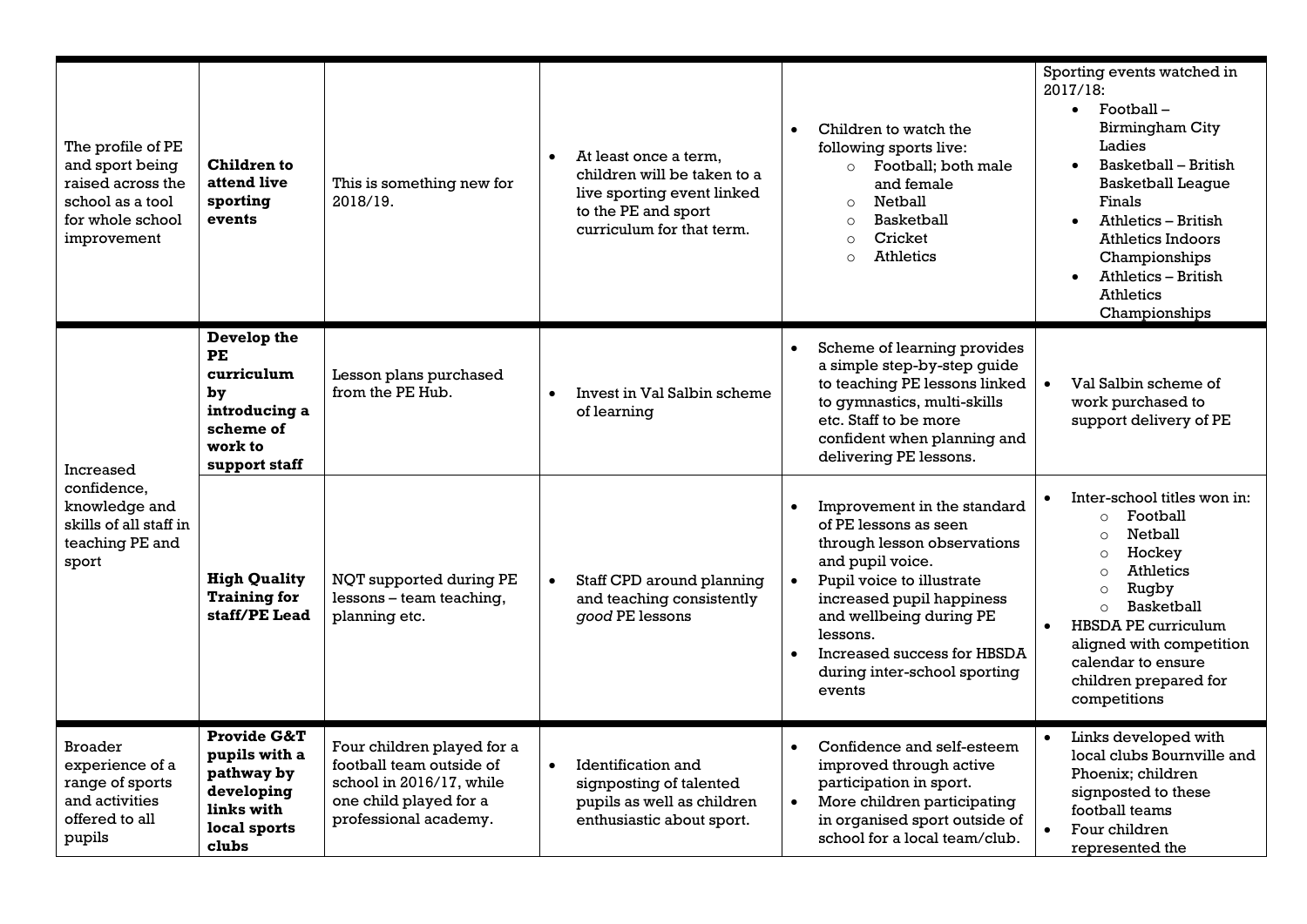| | | | | | |
|---|---|---|---|---|---|
| The profile of PE and sport being raised across the school as a tool for whole school improvement | **Children to attend live sporting events** | This is something new for 2018/19. | • At least once a term, children will be taken to a live sporting event linked to the PE and sport curriculum for that term. | • Children to watch the following sports live:<br>  ○ Football; both male and female<br>  ○ Netball<br>  ○ Basketball<br>  ○ Cricket<br>  ○ Athletics | Sporting events watched in 2017/18:<br>• Football – Birmingham City Ladies<br>• Basketball – British Basketball League Finals<br>• Athletics – British Athletics Indoors Championships<br>• Athletics – British Athletics Championships |
| Increased confidence, knowledge and skills of all staff in teaching PE and sport | **Develop the PE curriculum by introducing a scheme of work to support staff** | Lesson plans purchased from the PE Hub. | • Invest in Val Salbin scheme of learning | • Scheme of learning provides a simple step-by-step guide to teaching PE lessons linked to gymnastics, multi-skills etc. Staff to be more confident when planning and delivering PE lessons. | • Val Salbin scheme of work purchased to support delivery of PE |
| | **High Quality Training for staff/PE Lead** | NQT supported during PE lessons – team teaching, planning etc. | • Staff CPD around planning and teaching consistently *good* PE lessons | • Improvement in the standard of PE lessons as seen through lesson observations and pupil voice.<br>• Pupil voice to illustrate increased pupil happiness and wellbeing during PE lessons.<br>• Increased success for HBSDA during inter-school sporting events | • Inter-school titles won in:<br>  ○ Football<br>  ○ Netball<br>  ○ Hockey<br>  ○ Athletics<br>  ○ Rugby<br>  ○ Basketball<br>• HBSDA PE curriculum aligned with competition calendar to ensure children prepared for competitions |
| Broader experience of a range of sports and activities offered to all pupils | **Provide G&T pupils with a pathway by developing links with local sports clubs** | Four children played for a football team outside of school in 2016/17, while one child played for a professional academy. | • Identification and signposting of talented pupils as well as children enthusiastic about sport. | • Confidence and self-esteem improved through active participation in sport.<br>• More children participating in organised sport outside of school for a local team/club. | • Links developed with local clubs Bournville and Phoenix; children signposted to these football teams<br>• Four children represented the |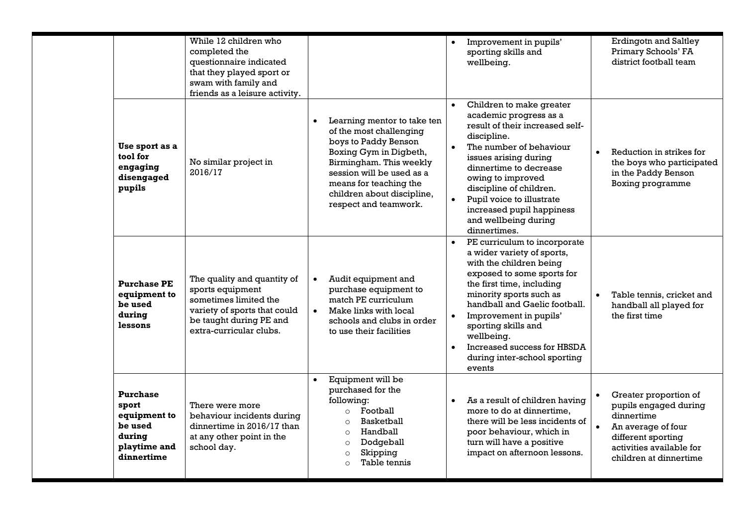| | | | | | |
|---|---|---|---|---|---|
| | | While 12 children who completed the questionnaire indicated that they played sport or swam with family and friends as a leisure activity. | | • Improvement in pupils' sporting skills and wellbeing. | Erdingotn and Saltley Primary Schools' FA district football team |
| | **Use sport as a tool for engaging disengaged pupils** | No similar project in 2016/17 | • Learning mentor to take ten of the most challenging boys to Paddy Benson Boxing Gym in Digbeth, Birmingham. This weekly session will be used as a means for teaching the children about discipline, respect and teamwork. | • Children to make greater academic progress as a result of their increased self-discipline. <br> • The number of behaviour issues arising during dinnertime to decrease owing to improved discipline of children. <br> • Pupil voice to illustrate increased pupil happiness and wellbeing during dinnertimes. | • Reduction in strikes for the boys who participated in the Paddy Benson Boxing programme |
| | **Purchase PE equipment to be used during lessons** | The quality and quantity of sports equipment sometimes limited the variety of sports that could be taught during PE and extra-curricular clubs. | • Audit equipment and purchase equipment to match PE curriculum <br> • Make links with local schools and clubs in order to use their facilities | • PE curriculum to incorporate a wider variety of sports, with the children being exposed to some sports for the first time, including minority sports such as handball and Gaelic football. <br> • Improvement in pupils' sporting skills and wellbeing. <br> • Increased success for HBSDA during inter-school sporting events | • Table tennis, cricket and handball all played for the first time |
| | **Purchase sport equipment to be used during playtime and dinnertime** | There were more behaviour incidents during dinnertime in 2016/17 than at any other point in the school day. | • Equipment will be purchased for the following: <br> ○ Football <br> ○ Basketball <br> ○ Handball <br> ○ Dodgeball <br> ○ Skipping <br> ○ Table tennis | • As a result of children having more to do at dinnertime, there will be less incidents of poor behaviour, which in turn will have a positive impact on afternoon lessons. | • Greater proportion of pupils engaged during dinnertime <br> • An average of four different sporting activities available for children at dinnertime |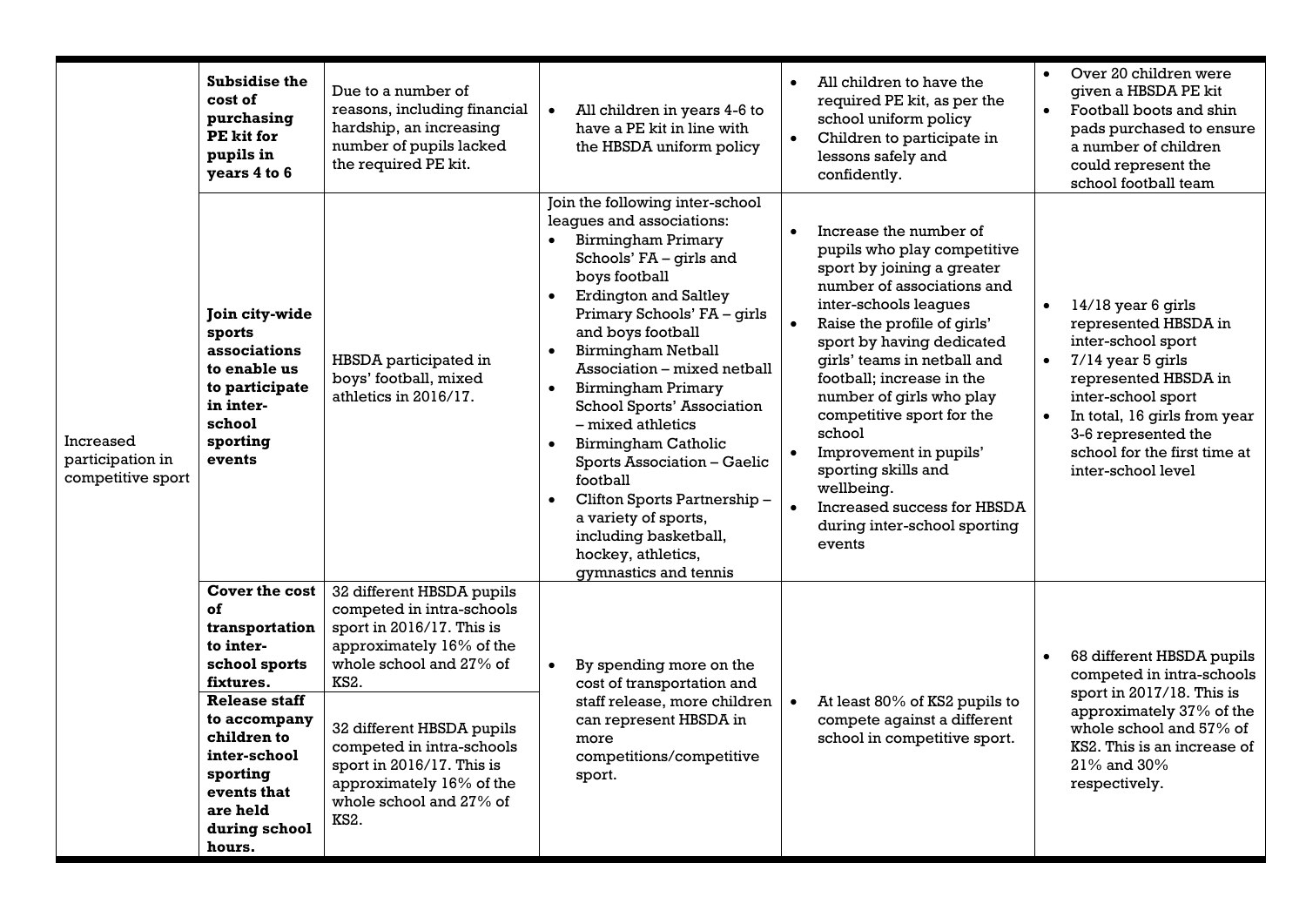| | | | | | |
|---|---|---|---|---|---|
| Increased participation in competitive sport | **Subsidise the cost of purchasing PE kit for pupils in years 4 to 6** | Due to a number of reasons, including financial hardship, an increasing number of pupils lacked the required PE kit. | • All children in years 4-6 to have a PE kit in line with the HBSDA uniform policy | • All children to have the required PE kit, as per the school uniform policy<br>• Children to participate in lessons safely and confidently. | • Over 20 children were given a HBSDA PE kit<br>• Football boots and shin pads purchased to ensure a number of children could represent the school football team |
| | **Join city-wide sports associations to enable us to participate in inter-school sporting events** | HBSDA participated in boys' football, mixed athletics in 2016/17. | Join the following inter-school leagues and associations:<br>• Birmingham Primary Schools' FA – girls and boys football<br>• Erdington and Saltley Primary Schools' FA – girls and boys football<br>• Birmingham Netball Association – mixed netball<br>• Birmingham Primary School Sports' Association – mixed athletics<br>• Birmingham Catholic Sports Association – Gaelic football<br>• Clifton Sports Partnership – a variety of sports, including basketball, hockey, athletics, gymnastics and tennis | • Increase the number of pupils who play competitive sport by joining a greater number of associations and inter-schools leagues<br>• Raise the profile of girls' sport by having dedicated girls' teams in netball and football; increase in the number of girls who play competitive sport for the school<br>• Improvement in pupils' sporting skills and wellbeing.<br>• Increased success for HBSDA during inter-school sporting events | • 14/18 year 6 girls represented HBSDA in inter-school sport<br>• 7/14 year 5 girls represented HBSDA in inter-school sport<br>• In total, 16 girls from year 3-6 represented the school for the first time at inter-school level |
| | **Cover the cost of transportation to inter-school sports fixtures.** | 32 different HBSDA pupils competed in intra-schools sport in 2016/17. This is approximately 16% of the whole school and 27% of KS2. | • By spending more on the cost of transportation and staff release, more children can represent HBSDA in more competitions/competitive sport. | • At least 80% of KS2 pupils to compete against a different school in competitive sport. | • 68 different HBSDA pupils competed in intra-schools sport in 2017/18. This is approximately 37% of the whole school and 57% of KS2. This is an increase of 21% and 30% respectively. |
| | **Release staff to accompany children to inter-school sporting events that are held during school hours.** | 32 different HBSDA pupils competed in intra-schools sport in 2016/17. This is approximately 16% of the whole school and 27% of KS2. | | | |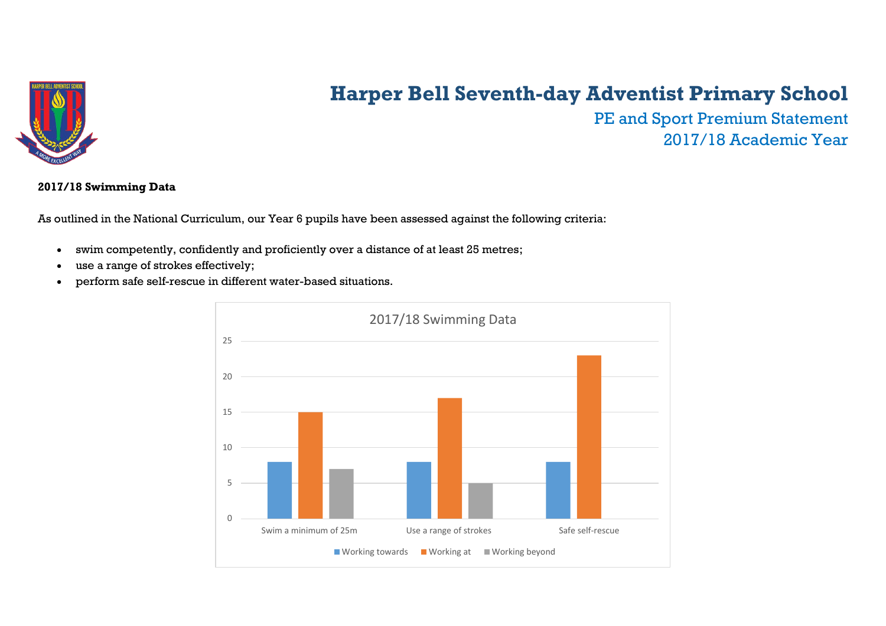# Harper Bell Seventh-day Adventist Primary School

## PE and Sport Premium Statement
## 2017/18 Academic Year

**2017/18 Swimming Data**

As outlined in the National Curriculum, our Year 6 pupils have been assessed against the following criteria:

- swim competently, confidently and proficiently over a distance of at least 25 metres;
- use a range of strokes effectively;
- perform safe self-rescue in different water-based situations.

2017/18 Swimming Data

25
20
15
10
5
0

Swim a minimum of 25m
Use a range of strokes
Safe self-rescue

Working towards
Working at
Working beyond